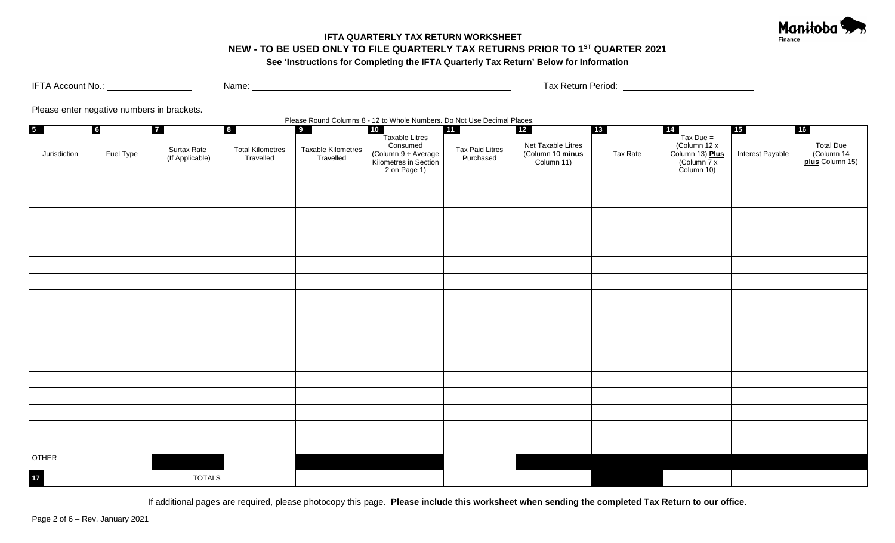**IFTA QUARTERLY TAX RETURN WORKSHEET**

**NEW - TO BE USED ONLY TO FILE QUARTERLY TAX RETURNS PRIOR TO 1ST QUARTER 2021**

**See 'Instructions for Completing the IFTA Quarterly Tax Return' Below for Information**

IFTA Account No.: ________________ Name: ____________________________________________________ Tax Return Period: __________________________

Please enter negative numbers in brackets.

Please Round Columns 8 - 12 to Whole Numbers. Do Not Use Decimal Places.

| 5 Jurisdiction | 6 Fuel Type | 7 Surtax Rate (If Applicable) | 8 Total Kilometres Travelled | 9 Taxable Kilometres Travelled | 10 Taxable Litres Consumed (Column 9 ÷ Average Kilometres in Section 2 on Page 1) | 11 Tax Paid Litres Purchased | 12 Net Taxable Litres (Column 10 **minus** Column 11) | 13 Tax Rate | 14 Tax Due = (Column 12 x Column 13) **Plus** (Column 7 x Column 10) | 15 Interest Payable | 16 Total Due (Column 14 **plus** Column 15) |
|---|---|---|---|---|---|---|---|---|---|---|---|
| | | | | | | | | | | | |
| | | | | | | | | | | | |
| | | | | | | | | | | | |
| | | | | | | | | | | | |
| | | | | | | | | | | | |
| | | | | | | | | | | | |
| | | | | | | | | | | | |
| | | | | | | | | | | | |
| | | | | | | | | | | | |
| | | | | | | | | | | | |
| | | | | | | | | | | | |
| | | | | | | | | | | | |
| | | | | | | | | | | | |
| | | | | | | | | | | | |
| | | | | | | | | | | | |
| | | | | | | | | | | | |
| | | | | | | | | | | | |
| OTHER | | | | | | | | | | | |
| 17 | | TOTALS | | | | | | | | | |

If additional pages are required, please photocopy this page. **Please include this worksheet when sending the completed Tax Return to our office**.

Rev. January 2021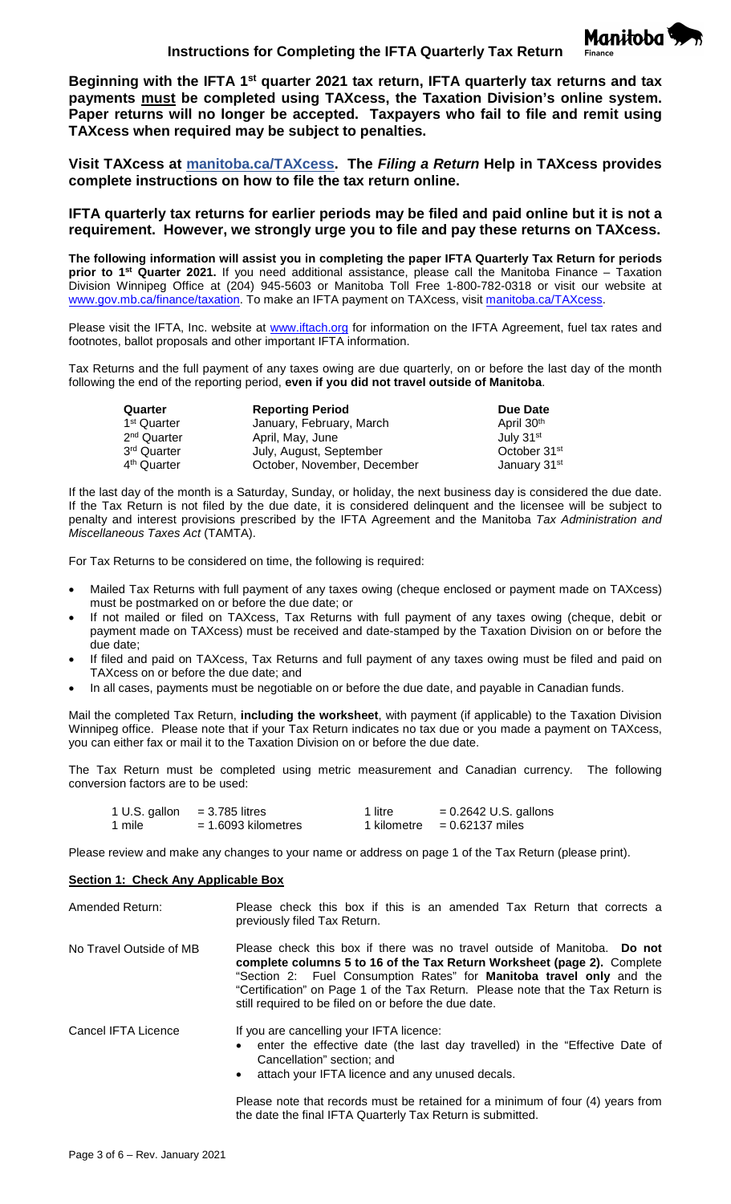# Instructions for Completing the IFTA Quarterly Tax Return

**Beginning with the IFTA 1st quarter 2021 tax return, IFTA quarterly tax returns and tax payments must be completed using TAXcess, the Taxation Division's online system. Paper returns will no longer be accepted. Taxpayers who fail to file and remit using TAXcess when required may be subject to penalties.**

**Visit TAXcess at manitoba.ca/TAXcess. The *Filing a Return* Help in TAXcess provides complete instructions on how to file the tax return online.**

**IFTA quarterly tax returns for earlier periods may be filed and paid online but it is not a requirement. However, we strongly urge you to file and pay these returns on TAXcess.**

**The following information will assist you in completing the paper IFTA Quarterly Tax Return for periods prior to 1st Quarter 2021.** If you need additional assistance, please call the Manitoba Finance – Taxation Division Winnipeg Office at (204) 945-5603 or Manitoba Toll Free 1-800-782-0318 or visit our website at www.gov.mb.ca/finance/taxation. To make an IFTA payment on TAXcess, visit manitoba.ca/TAXcess.

Please visit the IFTA, Inc. website at www.iftach.org for information on the IFTA Agreement, fuel tax rates and footnotes, ballot proposals and other important IFTA information.

Tax Returns and the full payment of any taxes owing are due quarterly, on or before the last day of the month following the end of the reporting period, **even if you did not travel outside of Manitoba**.

| Quarter | Reporting Period | Due Date |
|---|---|---|
| 1st Quarter | January, February, March | April 30th |
| 2nd Quarter | April, May, June | July 31st |
| 3rd Quarter | July, August, September | October 31st |
| 4th Quarter | October, November, December | January 31st |

If the last day of the month is a Saturday, Sunday, or holiday, the next business day is considered the due date. If the Tax Return is not filed by the due date, it is considered delinquent and the licensee will be subject to penalty and interest provisions prescribed by the IFTA Agreement and the Manitoba *Tax Administration and Miscellaneous Taxes Act* (TAMTA).

For Tax Returns to be considered on time, the following is required:

- Mailed Tax Returns with full payment of any taxes owing (cheque enclosed or payment made on TAXcess) must be postmarked on or before the due date; or
- If not mailed or filed on TAXcess, Tax Returns with full payment of any taxes owing (cheque, debit or payment made on TAXcess) must be received and date-stamped by the Taxation Division on or before the due date;
- If filed and paid on TAXcess, Tax Returns and full payment of any taxes owing must be filed and paid on TAXcess on or before the due date; and
- In all cases, payments must be negotiable on or before the due date, and payable in Canadian funds.

Mail the completed Tax Return, **including the worksheet**, with payment (if applicable) to the Taxation Division Winnipeg office. Please note that if your Tax Return indicates no tax due or you made a payment on TAXcess, you can either fax or mail it to the Taxation Division on or before the due date.

The Tax Return must be completed using metric measurement and Canadian currency. The following conversion factors are to be used:

| | | | |
|---|---|---|---|
| 1 U.S. gallon | = 3.785 litres | 1 litre | = 0.2642 U.S. gallons |
| 1 mile | = 1.6093 kilometres | 1 kilometre | = 0.62137 miles |

Please review and make any changes to your name or address on page 1 of the Tax Return (please print).

## Section 1: Check Any Applicable Box

**Amended Return:** Please check this box if this is an amended Tax Return that corrects a previously filed Tax Return.

**No Travel Outside of MB:** Please check this box if there was no travel outside of Manitoba. **Do not complete columns 5 to 16 of the Tax Return Worksheet (page 2).** Complete "Section 2: Fuel Consumption Rates" for **Manitoba travel only** and the "Certification" on Page 1 of the Tax Return. Please note that the Tax Return is still required to be filed on or before the due date.

**Cancel IFTA Licence:** If you are cancelling your IFTA licence:

- enter the effective date (the last day travelled) in the "Effective Date of Cancellation" section; and
- attach your IFTA licence and any unused decals.

Please note that records must be retained for a minimum of four (4) years from the date the final IFTA Quarterly Tax Return is submitted.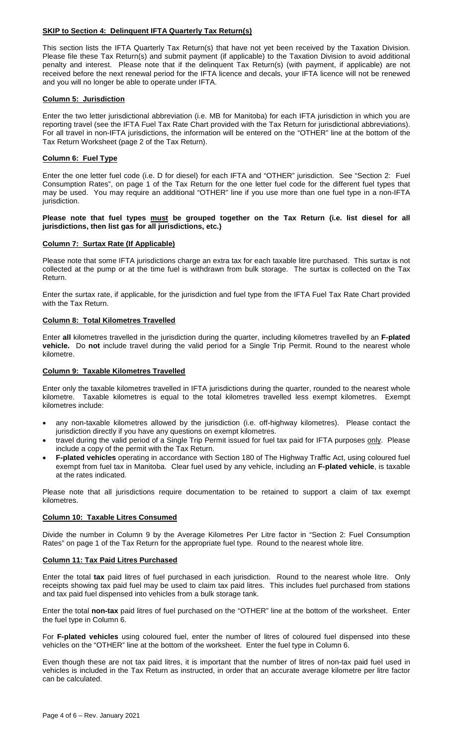**SKIP to Section 4: Delinquent IFTA Quarterly Tax Return(s)**

This section lists the IFTA Quarterly Tax Return(s) that have not yet been received by the Taxation Division. Please file these Tax Return(s) and submit payment (if applicable) to the Taxation Division to avoid additional penalty and interest. Please note that if the delinquent Tax Return(s) (with payment, if applicable) are not received before the next renewal period for the IFTA licence and decals, your IFTA licence will not be renewed and you will no longer be able to operate under IFTA.

**Column 5: Jurisdiction**

Enter the two letter jurisdictional abbreviation (i.e. MB for Manitoba) for each IFTA jurisdiction in which you are reporting travel (see the IFTA Fuel Tax Rate Chart provided with the Tax Return for jurisdictional abbreviations). For all travel in non-IFTA jurisdictions, the information will be entered on the "OTHER" line at the bottom of the Tax Return Worksheet (page 2 of the Tax Return).

**Column 6: Fuel Type**

Enter the one letter fuel code (i.e. D for diesel) for each IFTA and "OTHER" jurisdiction. See "Section 2: Fuel Consumption Rates", on page 1 of the Tax Return for the one letter fuel code for the different fuel types that may be used. You may require an additional "OTHER" line if you use more than one fuel type in a non-IFTA jurisdiction.

**Please note that fuel types must be grouped together on the Tax Return (i.e. list diesel for all jurisdictions, then list gas for all jurisdictions, etc.)**

**Column 7: Surtax Rate (If Applicable)**

Please note that some IFTA jurisdictions charge an extra tax for each taxable litre purchased. This surtax is not collected at the pump or at the time fuel is withdrawn from bulk storage. The surtax is collected on the Tax Return.

Enter the surtax rate, if applicable, for the jurisdiction and fuel type from the IFTA Fuel Tax Rate Chart provided with the Tax Return.

**Column 8: Total Kilometres Travelled**

Enter **all** kilometres travelled in the jurisdiction during the quarter, including kilometres travelled by an **F-plated vehicle.** Do **not** include travel during the valid period for a Single Trip Permit. Round to the nearest whole kilometre.

**Column 9: Taxable Kilometres Travelled**

Enter only the taxable kilometres travelled in IFTA jurisdictions during the quarter, rounded to the nearest whole kilometre. Taxable kilometres is equal to the total kilometres travelled less exempt kilometres. Exempt kilometres include:

- any non-taxable kilometres allowed by the jurisdiction (i.e. off-highway kilometres). Please contact the jurisdiction directly if you have any questions on exempt kilometres.
- travel during the valid period of a Single Trip Permit issued for fuel tax paid for IFTA purposes only. Please include a copy of the permit with the Tax Return.
- **F-plated vehicles** operating in accordance with Section 180 of The Highway Traffic Act, using coloured fuel exempt from fuel tax in Manitoba. Clear fuel used by any vehicle, including an **F-plated vehicle**, is taxable at the rates indicated.

Please note that all jurisdictions require documentation to be retained to support a claim of tax exempt kilometres.

**Column 10: Taxable Litres Consumed**

Divide the number in Column 9 by the Average Kilometres Per Litre factor in "Section 2: Fuel Consumption Rates" on page 1 of the Tax Return for the appropriate fuel type. Round to the nearest whole litre.

**Column 11: Tax Paid Litres Purchased**

Enter the total **tax** paid litres of fuel purchased in each jurisdiction. Round to the nearest whole litre. Only receipts showing tax paid fuel may be used to claim tax paid litres. This includes fuel purchased from stations and tax paid fuel dispensed into vehicles from a bulk storage tank.

Enter the total **non-tax** paid litres of fuel purchased on the "OTHER" line at the bottom of the worksheet. Enter the fuel type in Column 6.

For **F-plated vehicles** using coloured fuel, enter the number of litres of coloured fuel dispensed into these vehicles on the "OTHER" line at the bottom of the worksheet. Enter the fuel type in Column 6.

Even though these are not tax paid litres, it is important that the number of litres of non-tax paid fuel used in vehicles is included in the Tax Return as instructed, in order that an accurate average kilometre per litre factor can be calculated.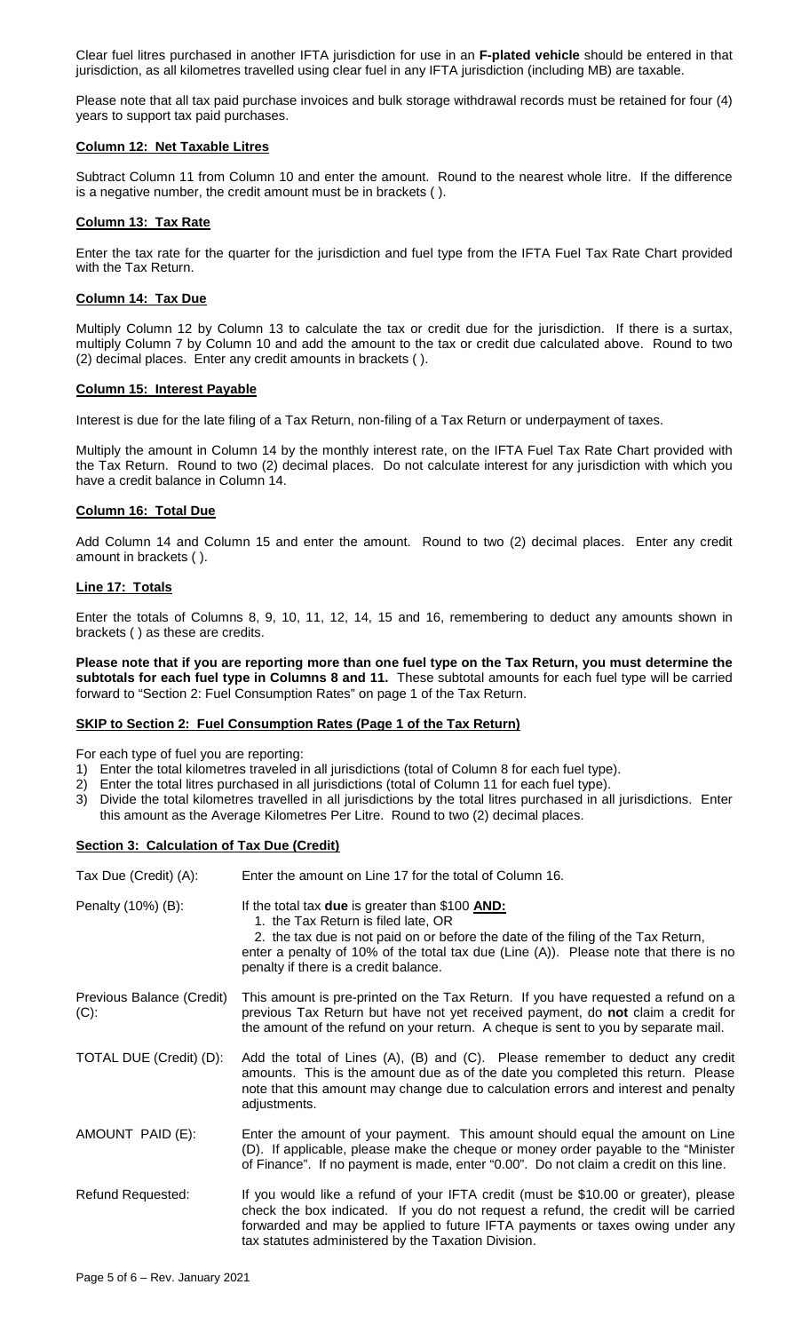Clear fuel litres purchased in another IFTA jurisdiction for use in an **F-plated vehicle** should be entered in that jurisdiction, as all kilometres travelled using clear fuel in any IFTA jurisdiction (including MB) are taxable.

Please note that all tax paid purchase invoices and bulk storage withdrawal records must be retained for four (4) years to support tax paid purchases.

**Column 12: Net Taxable Litres**

Subtract Column 11 from Column 10 and enter the amount. Round to the nearest whole litre. If the difference is a negative number, the credit amount must be in brackets ( ).

**Column 13: Tax Rate**

Enter the tax rate for the quarter for the jurisdiction and fuel type from the IFTA Fuel Tax Rate Chart provided with the Tax Return.

**Column 14: Tax Due**

Multiply Column 12 by Column 13 to calculate the tax or credit due for the jurisdiction. If there is a surtax, multiply Column 7 by Column 10 and add the amount to the tax or credit due calculated above. Round to two (2) decimal places. Enter any credit amounts in brackets ( ).

**Column 15: Interest Payable**

Interest is due for the late filing of a Tax Return, non-filing of a Tax Return or underpayment of taxes.

Multiply the amount in Column 14 by the monthly interest rate, on the IFTA Fuel Tax Rate Chart provided with the Tax Return. Round to two (2) decimal places. Do not calculate interest for any jurisdiction with which you have a credit balance in Column 14.

**Column 16: Total Due**

Add Column 14 and Column 15 and enter the amount. Round to two (2) decimal places. Enter any credit amount in brackets ( ).

**Line 17: Totals**

Enter the totals of Columns 8, 9, 10, 11, 12, 14, 15 and 16, remembering to deduct any amounts shown in brackets ( ) as these are credits.

**Please note that if you are reporting more than one fuel type on the Tax Return, you must determine the subtotals for each fuel type in Columns 8 and 11.** These subtotal amounts for each fuel type will be carried forward to "Section 2: Fuel Consumption Rates" on page 1 of the Tax Return.

**SKIP to Section 2: Fuel Consumption Rates (Page 1 of the Tax Return)**

For each type of fuel you are reporting:

1) Enter the total kilometres traveled in all jurisdictions (total of Column 8 for each fuel type).
2) Enter the total litres purchased in all jurisdictions (total of Column 11 for each fuel type).
3) Divide the total kilometres travelled in all jurisdictions by the total litres purchased in all jurisdictions. Enter this amount as the Average Kilometres Per Litre. Round to two (2) decimal places.

**Section 3: Calculation of Tax Due (Credit)**

| | |
|---|---|
| Tax Due (Credit) (A): | Enter the amount on Line 17 for the total of Column 16. |
| Penalty (10%) (B): | If the total tax **due** is greater than $100 **AND:**<br>1. the Tax Return is filed late, OR<br>2. the tax due is not paid on or before the date of the filing of the Tax Return,<br>enter a penalty of 10% of the total tax due (Line (A)). Please note that there is no penalty if there is a credit balance. |
| Previous Balance (Credit) (C): | This amount is pre-printed on the Tax Return. If you have requested a refund on a previous Tax Return but have not yet received payment, do **not** claim a credit for the amount of the refund on your return. A cheque is sent to you by separate mail. |
| TOTAL DUE (Credit) (D): | Add the total of Lines (A), (B) and (C). Please remember to deduct any credit amounts. This is the amount due as of the date you completed this return. Please note that this amount may change due to calculation errors and interest and penalty adjustments. |
| AMOUNT PAID (E): | Enter the amount of your payment. This amount should equal the amount on Line (D). If applicable, please make the cheque or money order payable to the "Minister of Finance". If no payment is made, enter "0.00". Do not claim a credit on this line. |
| Refund Requested: | If you would like a refund of your IFTA credit (must be $10.00 or greater), please check the box indicated. If you do not request a refund, the credit will be carried forwarded and may be applied to future IFTA payments or taxes owing under any tax statutes administered by the Taxation Division. |

Page 5 of 6 – Rev. January 2021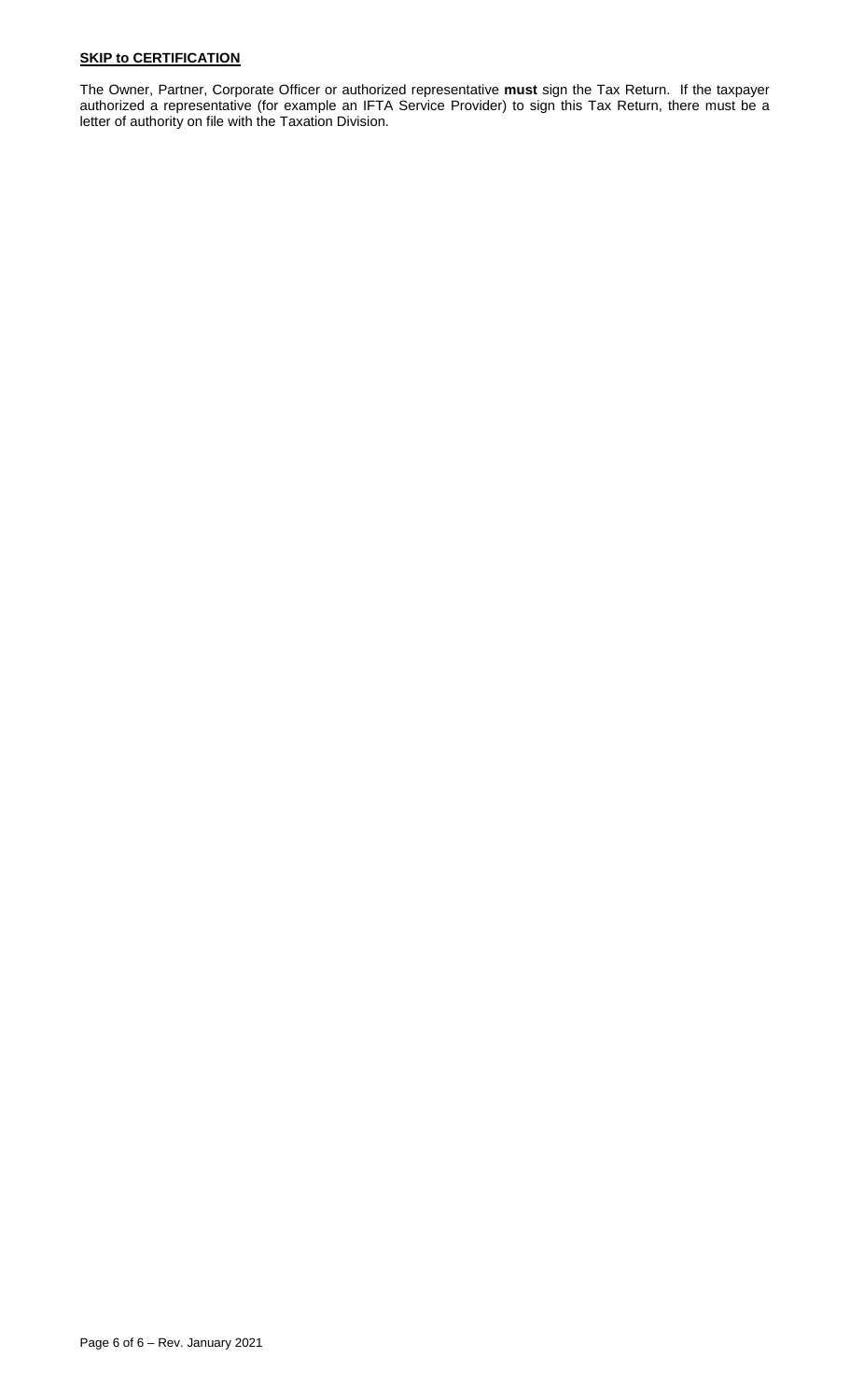**SKIP to CERTIFICATION**

The Owner, Partner, Corporate Officer or authorized representative **must** sign the Tax Return. If the taxpayer authorized a representative (for example an IFTA Service Provider) to sign this Tax Return, there must be a letter of authority on file with the Taxation Division.